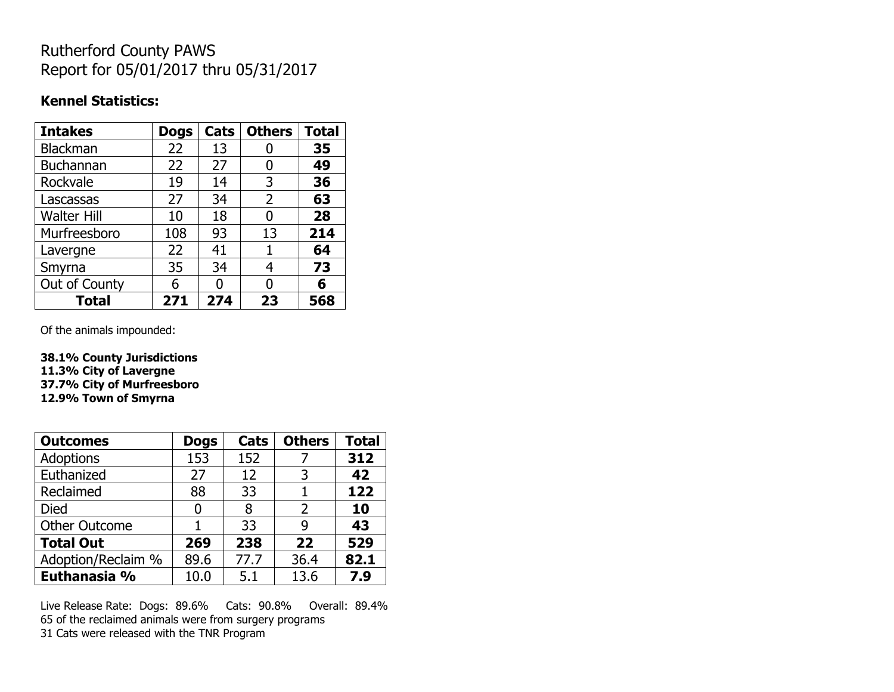# Rutherford County PAWS
# Report for 05/01/2017 thru 05/31/2017

**Kennel Statistics:**

| Intakes | Dogs | Cats | Others | Total |
|---|---|---|---|---|
| Blackman | 22 | 13 | 0 | **35** |
| Buchannan | 22 | 27 | 0 | **49** |
| Rockvale | 19 | 14 | 3 | **36** |
| Lascassas | 27 | 34 | 2 | **63** |
| Walter Hill | 10 | 18 | 0 | **28** |
| Murfreesboro | 108 | 93 | 13 | **214** |
| Lavergne | 22 | 41 | 1 | **64** |
| Smyrna | 35 | 34 | 4 | **73** |
| Out of County | 6 | 0 | 0 | **6** |
| **Total** | **271** | **274** | **23** | **568** |

Of the animals impounded:

**38.1% County Jurisdictions**
**11.3% City of Lavergne**
**37.7% City of Murfreesboro**
**12.9% Town of Smyrna**

| Outcomes | Dogs | Cats | Others | Total |
|---|---|---|---|---|
| Adoptions | 153 | 152 | 7 | **312** |
| Euthanized | 27 | 12 | 3 | **42** |
| Reclaimed | 88 | 33 | 1 | **122** |
| Died | 0 | 8 | 2 | **10** |
| Other Outcome | 1 | 33 | 9 | **43** |
| **Total Out** | **269** | **238** | **22** | **529** |
| Adoption/Reclaim % | 89.6 | 77.7 | 36.4 | **82.1** |
| **Euthanasia %** | 10.0 | 5.1 | 13.6 | **7.9** |

Live Release Rate: Dogs: 89.6% Cats: 90.8% Overall: 89.4%
65 of the reclaimed animals were from surgery programs
31 Cats were released with the TNR Program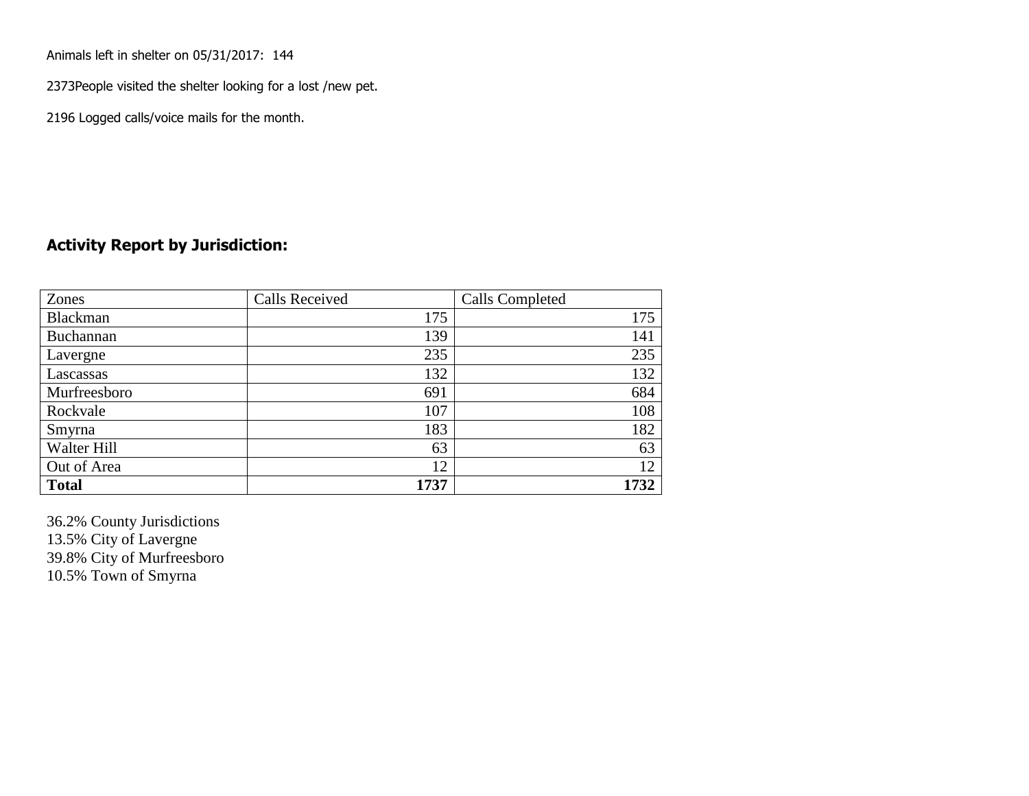Animals left in shelter on 05/31/2017: 144

2373People visited the shelter looking for a lost /new pet.

2196 Logged calls/voice mails for the month.

## Activity Report by Jurisdiction:

| Zones | Calls Received | Calls Completed |
|---|---|---|
| Blackman | 175 | 175 |
| Buchannan | 139 | 141 |
| Lavergne | 235 | 235 |
| Lascassas | 132 | 132 |
| Murfreesboro | 691 | 684 |
| Rockvale | 107 | 108 |
| Smyrna | 183 | 182 |
| Walter Hill | 63 | 63 |
| Out of Area | 12 | 12 |
| **Total** | **1737** | **1732** |

36.2% County Jurisdictions
13.5% City of Lavergne
39.8% City of Murfreesboro
10.5% Town of Smyrna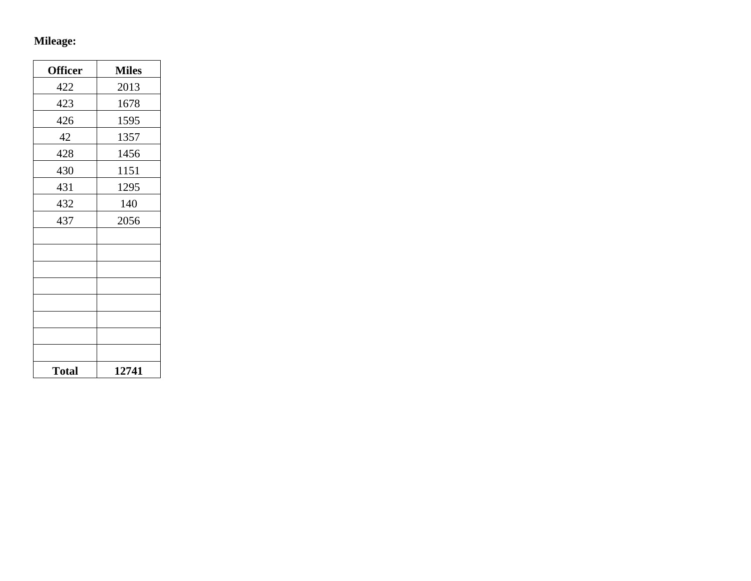**Mileage:**

| Officer | Miles |
| --- | --- |
| 422 | 2013 |
| 423 | 1678 |
| 426 | 1595 |
| 42 | 1357 |
| 428 | 1456 |
| 430 | 1151 |
| 431 | 1295 |
| 432 | 140 |
| 437 | 2056 |
| | |
| | |
| | |
| | |
| | |
| | |
| | |
| | |
| **Total** | **12741** |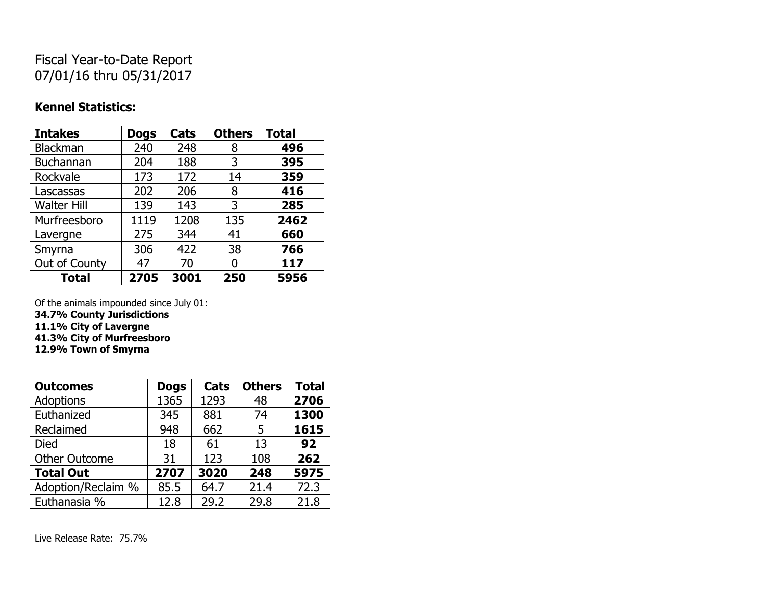# Fiscal Year-to-Date Report
07/01/16 thru 05/31/2017

**Kennel Statistics:**

| **Intakes** | **Dogs** | **Cats** | **Others** | **Total** |
|---|---|---|---|---|
| Blackman | 240 | 248 | 8 | **496** |
| Buchannan | 204 | 188 | 3 | **395** |
| Rockvale | 173 | 172 | 14 | **359** |
| Lascassas | 202 | 206 | 8 | **416** |
| Walter Hill | 139 | 143 | 3 | **285** |
| Murfreesboro | 1119 | 1208 | 135 | **2462** |
| Lavergne | 275 | 344 | 41 | **660** |
| Smyrna | 306 | 422 | 38 | **766** |
| Out of County | 47 | 70 | 0 | **117** |
| **Total** | **2705** | **3001** | **250** | **5956** |

Of the animals impounded since July 01:
**34.7% County Jurisdictions**
**11.1% City of Lavergne**
**41.3% City of Murfreesboro**
**12.9% Town of Smyrna**

| **Outcomes** | **Dogs** | **Cats** | **Others** | **Total** |
|---|---|---|---|---|
| Adoptions | 1365 | 1293 | 48 | **2706** |
| Euthanized | 345 | 881 | 74 | **1300** |
| Reclaimed | 948 | 662 | 5 | **1615** |
| Died | 18 | 61 | 13 | **92** |
| Other Outcome | 31 | 123 | 108 | **262** |
| **Total Out** | **2707** | **3020** | **248** | **5975** |
| Adoption/Reclaim % | 85.5 | 64.7 | 21.4 | 72.3 |
| Euthanasia % | 12.8 | 29.2 | 29.8 | 21.8 |

Live Release Rate: 75.7%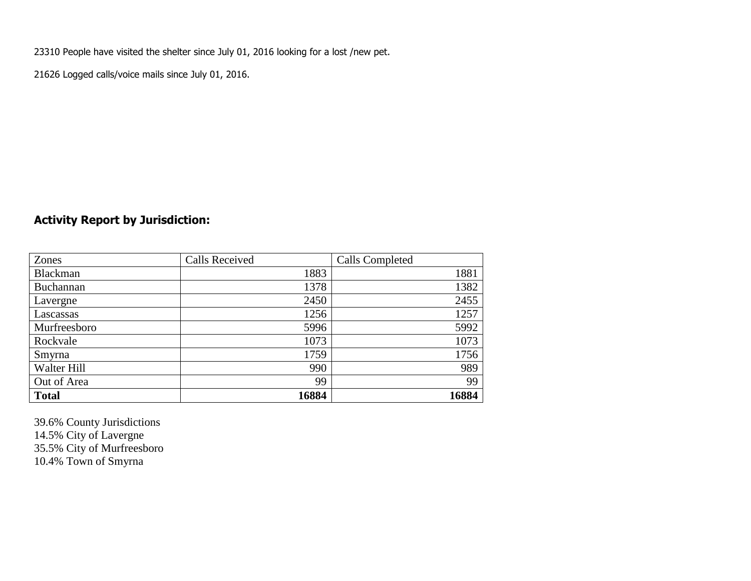23310 People have visited the shelter since July 01, 2016 looking for a lost /new pet.

21626 Logged calls/voice mails since July 01, 2016.

## Activity Report by Jurisdiction:

| Zones | Calls Received | Calls Completed |
|---|---|---|
| Blackman | 1883 | 1881 |
| Buchannan | 1378 | 1382 |
| Lavergne | 2450 | 2455 |
| Lascassas | 1256 | 1257 |
| Murfreesboro | 5996 | 5992 |
| Rockvale | 1073 | 1073 |
| Smyrna | 1759 | 1756 |
| Walter Hill | 990 | 989 |
| Out of Area | 99 | 99 |
| **Total** | **16884** | **16884** |

39.6% County Jurisdictions
14.5% City of Lavergne
35.5% City of Murfreesboro
10.4% Town of Smyrna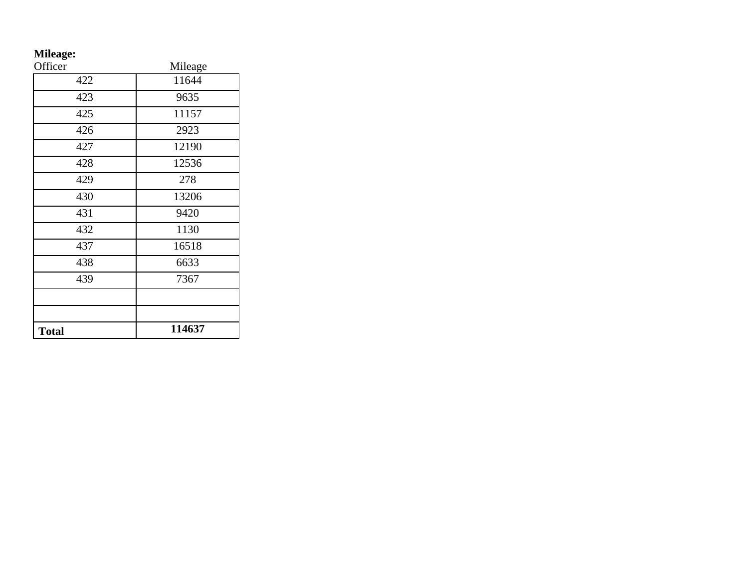**Mileage:**

| Officer | Mileage |
|---|---|
| 422 | 11644 |
| 423 | 9635 |
| 425 | 11157 |
| 426 | 2923 |
| 427 | 12190 |
| 428 | 12536 |
| 429 | 278 |
| 430 | 13206 |
| 431 | 9420 |
| 432 | 1130 |
| 437 | 16518 |
| 438 | 6633 |
| 439 | 7367 |
| | |
| | |
| **Total** | **114637** |